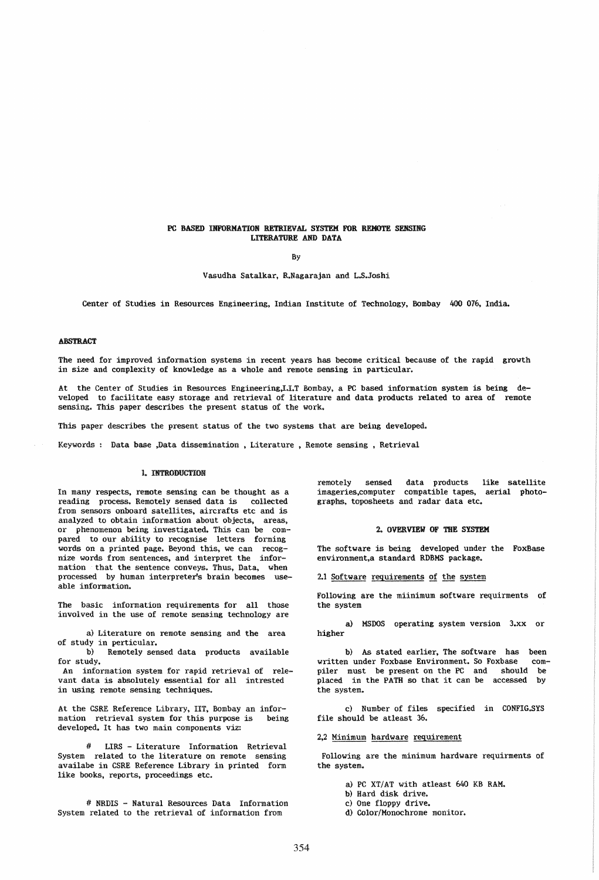# PC BASED INFORMATION RETRIEVAL SYSTEM FOR REMOTE SENSING LITERATURE AND DATA

By

Vasudha Satalkar, R.Nagarajan and L.S.Joshi

Center of Studies in Resources Engineering, Indian Institute of Technology, Bombay 400 076, India.

## ABSTRACT

The need for improved information systems in recent years has become critical because of the rapid growth in size and complexity of knowledge as a whole and remote sensing in particular.

At the Center of Studies in Resources Engineering,I.I.T Bombay, a PC based information system is being developed to facilitate easy storage and retrieval of literature and data products related to area of remote sensing. This paper describes the present status of the work.

This paper describes the present status of the two systems that are being developed.

Keywords : Data base ,Data dissemination , Literature , Remote sensing , Retrieval

## 1. INTRODUCTION

In many respects, remote sensing can be thought as a reading process. Remotely sensed data is collected from sensors onboard satellites, aircrafts etc and is analyzed to obtain information about objects, areas, or phenomenon being investigated. This can be compared to our ability to recognise letters forming words on a printed page. Beyond this, we can recognize words from sentences, and interpret the information that the sentence conveys. Thus, Data, when processed by human interpreter's brain becomes useable information.

The basic information requirements for all those involved in the use of remote sensing technology are

a) Literature on remote sensing and the area of study in perticular.

b) Remotely sensed data products available for study.

An information system for rapid retrieval of relevant data is absolutely essential for all intrested in using remote sensing techniques.

At the CSRE Reference Library, IIT, Bombay an information retrieval system for this purpose is being developed. It has two main components viz:

# LIRS - Literature Information Retrieval System related to the literature on remote sensing availabe in CSRE Reference Library in printed form like books, reports, proceedings etc.

# NRDIS - Natural Resources Data Information System related to the retrieval of information from remotely sensed data products like satellite imageries,computer compatible tapes, aerial photographs, toposheets and radar data etc.

## 2. OVERVIEW OF THE SYSTEM

The software is being developed under the FoxBase environment,a standard RDBMS package.

### 2.1 Software requirements of the system

Following are the miinimum software requirments of the system

a) MSDOS operating system version 3.xx or higher

b) As stated earlier, The software has been written under Foxbase Environment. So Foxbase compiler must be present on the PC and should be placed in the PATH so that it can be accessed by the system.

c) Number of files specified in CONFIG.SYS file should be atleast 36.

### 2,2 Minimum hardware requirement

Following are the minimum hardware requirments of the system.

a) PC XT/AT with atleast 640 KB RAM.
b) Hard disk drive.
c) One floppy drive.
d) Color/Monochrome monitor.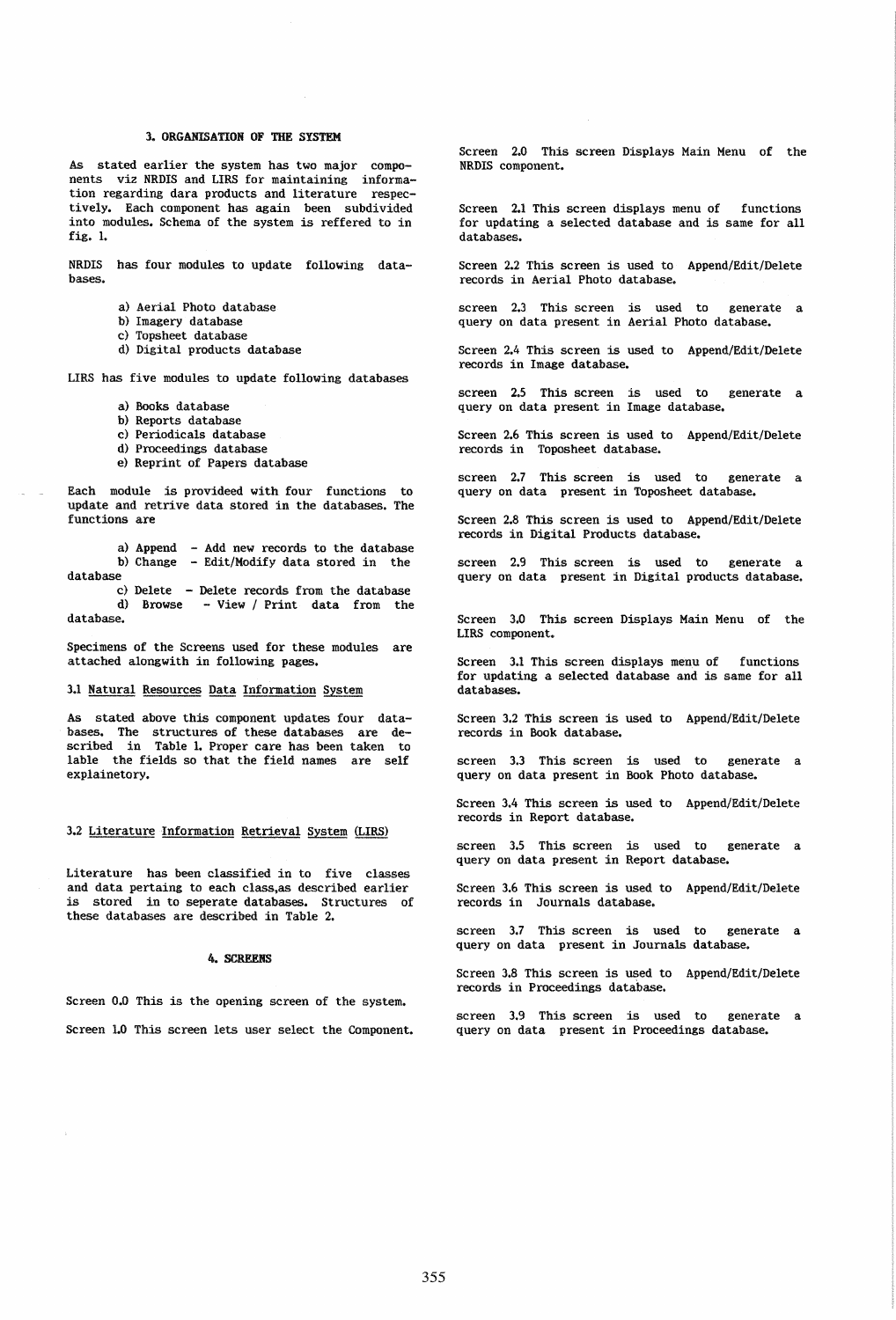## 3. ORGANISATION OF THE SYSTEM

As stated earlier the system has two major components viz NRDIS and LIRS for maintaining information regarding dara products and literature respectively. Each component has again been subdivided into modules. Schema of the system is reffered to in fig. 1.

NRDIS has four modules to update following databases.

a) Aerial Photo database
b) Imagery database
c) Topsheet database
d) Digital products database

LIRS has five modules to update following databases

a) Books database
b) Reports database
c) Periodicals database
d) Proceedings database
e) Reprint of Papers database

Each module is provideed with four functions to update and retrive data stored in the databases. The functions are

a) Append - Add new records to the database
b) Change - Edit/Modify data stored in the database
c) Delete - Delete records from the database
d) Browse - View / Print data from the database.

Specimens of the Screens used for these modules are attached alongwith in following pages.

### 3.1 Natural Resources Data Information System

As stated above this component updates four databases. The structures of these databases are described in Table 1. Proper care has been taken to lable the fields so that the field names are self explainetory.

### 3.2 Literature Information Retrieval System (LIRS)

Literature has been classified in to five classes and data pertaing to each class,as described earlier is stored in to seperate databases. Structures of these databases are described in Table 2.

## 4. SCREENS

Screen 0.0 This is the opening screen of the system.

Screen 1.0 This screen lets user select the Component.

Screen 2.0 This screen Displays Main Menu of the NRDIS component.

Screen 2.1 This screen displays menu of functions for updating a selected database and is same for all databases.

Screen 2.2 This screen is used to Append/Edit/Delete records in Aerial Photo database.

screen 2.3 This screen is used to generate a query on data present in Aerial Photo database.

Screen 2.4 This screen is used to Append/Edit/Delete records in Image database.

screen 2.5 This screen is used to generate a query on data present in Image database.

Screen 2.6 This screen is used to Append/Edit/Delete records in Toposheet database.

screen 2.7 This screen is used to generate a query on data present in Toposheet database.

Screen 2.8 This screen is used to Append/Edit/Delete records in Digital Products database.

screen 2.9 This screen is used to generate a query on data present in Digital products database.

Screen 3.0 This screen Displays Main Menu of the LIRS component.

Screen 3.1 This screen displays menu of functions for updating a selected database and is same for all databases.

Screen 3.2 This screen is used to Append/Edit/Delete records in Book database.

screen 3.3 This screen is used to generate a query on data present in Book Photo database.

Screen 3.4 This screen is used to Append/Edit/Delete records in Report database.

screen 3.5 This screen is used to generate a query on data present in Report database.

Screen 3.6 This screen is used to Append/Edit/Delete records in Journals database.

screen 3.7 This screen is used to generate a query on data present in Journals database.

Screen 3.8 This screen is used to Append/Edit/Delete records in Proceedings database.

screen 3.9 This screen is used to generate a query on data present in Proceedings database.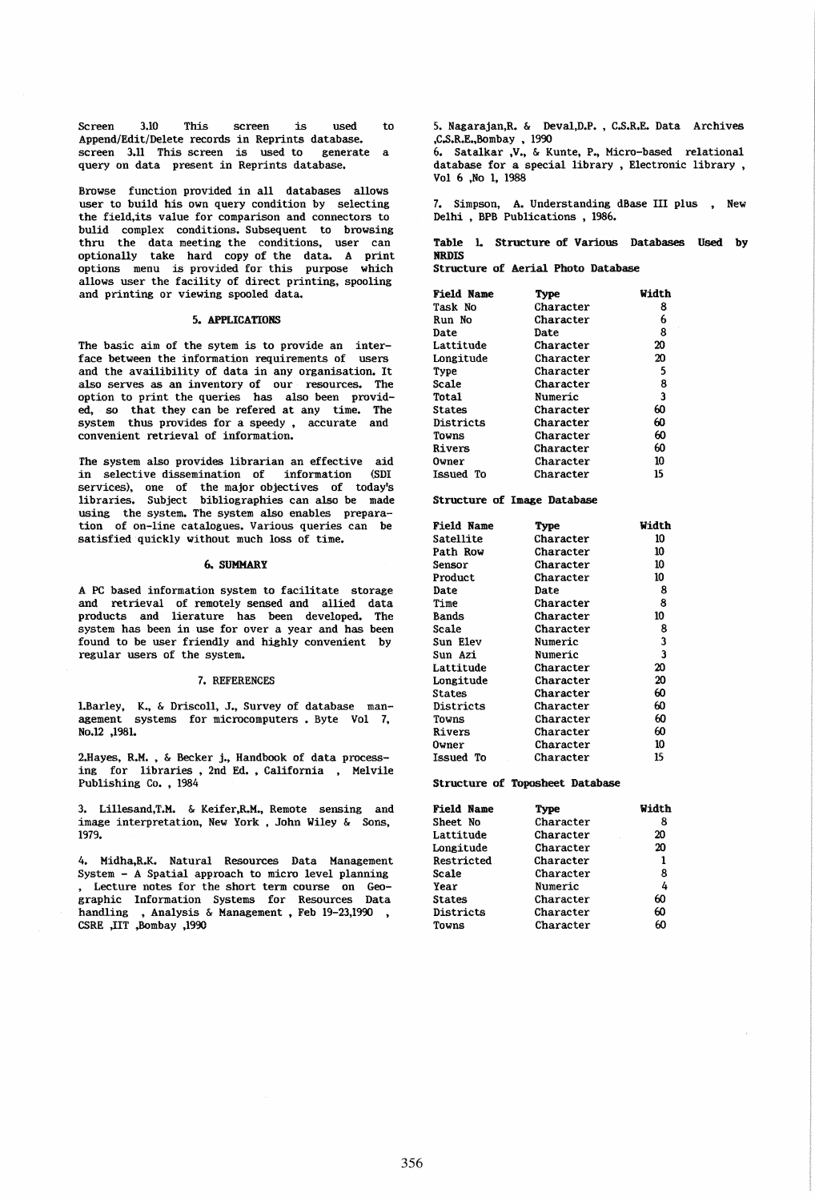Screen 3.10 This screen is used to Append/Edit/Delete records in Reprints database.
screen 3.11 This screen is used to generate a query on data present in Reprints database.

Browse function provided in all databases allows user to build his own query condition by selecting the field,its value for comparison and connectors to bulid complex conditions. Subsequent to browsing thru the data meeting the conditions, user can optionally take hard copy of the data. A print options menu is provided for this purpose which allows user the facility of direct printing, spooling and printing or viewing spooled data.

## 5. APPLICATIONS

The basic aim of the sytem is to provide an interface between the information requirements of users and the availibility of data in any organisation. It also serves as an inventory of our resources. The option to print the queries has also been provided, so that they can be refered at any time. The system thus provides for a speedy , accurate and convenient retrieval of information.

The system also provides librarian an effective aid in selective dissemination of information (SDI services), one of the major objectives of today's libraries. Subject bibliographies can also be made using the system. The system also enables preparation of on-line catalogues. Various queries can be satisfied quickly without much loss of time.

## 6. SUMMARY

A PC based information system to facilitate storage and retrieval of remotely sensed and allied data products and lierature has been developed. The system has been in use for over a year and has been found to be user friendly and highly convenient by regular users of the system.

## 7. REFERENCES

1.Barley, K., & Driscoll, J., Survey of database management systems for microcomputers . Byte Vol 7, No.12 ,1981.

2.Hayes, R.M. , & Becker j., Handbook of data processing for libraries , 2nd Ed. , California , Melvile Publishing Co. , 1984

3. Lillesand,T.M. & Keifer,R.M., Remote sensing and image interpretation, New York , John Wiley & Sons, 1979.

4. Midha,R.K. Natural Resources Data Management System - A Spatial approach to micro level planning , Lecture notes for the short term course on Geographic Information Systems for Resources Data handling , Analysis & Management , Feb 19-23,1990 , CSRE ,IIT ,Bombay ,1990

5. Nagarajan,R. & Deval,D.P. , C.S.R.E. Data Archives ,C.S.R.E.,Bombay , 1990

6. Satalkar ,V., & Kunte, P., Micro-based relational database for a special library , Electronic library , Vol 6 ,No 1, 1988

7. Simpson, A. Understanding dBase III plus , New Delhi , BPB Publications , 1986.

**Table 1. Structure of Various Databases Used by NRDIS**

**Structure of Aerial Photo Database**

| Field Name | Type | Width |
|---|---|---|
| Task No | Character | 8 |
| Run No | Character | 6 |
| Date | Date | 8 |
| Lattitude | Character | 20 |
| Longitude | Character | 20 |
| Type | Character | 5 |
| Scale | Character | 8 |
| Total | Numeric | 3 |
| States | Character | 60 |
| Districts | Character | 60 |
| Towns | Character | 60 |
| Rivers | Character | 60 |
| Owner | Character | 10 |
| Issued To | Character | 15 |

**Structure of Image Database**

| Field Name | Type | Width |
|---|---|---|
| Satellite | Character | 10 |
| Path Row | Character | 10 |
| Sensor | Character | 10 |
| Product | Character | 10 |
| Date | Date | 8 |
| Time | Character | 8 |
| Bands | Character | 10 |
| Scale | Character | 8 |
| Sun Elev | Numeric | 3 |
| Sun Azi | Numeric | 3 |
| Lattitude | Character | 20 |
| Longitude | Character | 20 |
| States | Character | 60 |
| Districts | Character | 60 |
| Towns | Character | 60 |
| Rivers | Character | 60 |
| Owner | Character | 10 |
| Issued To | Character | 15 |

**Structure of Toposheet Database**

| Field Name | Type | Width |
|---|---|---|
| Sheet No | Character | 8 |
| Lattitude | Character | 20 |
| Longitude | Character | 20 |
| Restricted | Character | 1 |
| Scale | Character | 8 |
| Year | Numeric | 4 |
| States | Character | 60 |
| Districts | Character | 60 |
| Towns | Character | 60 |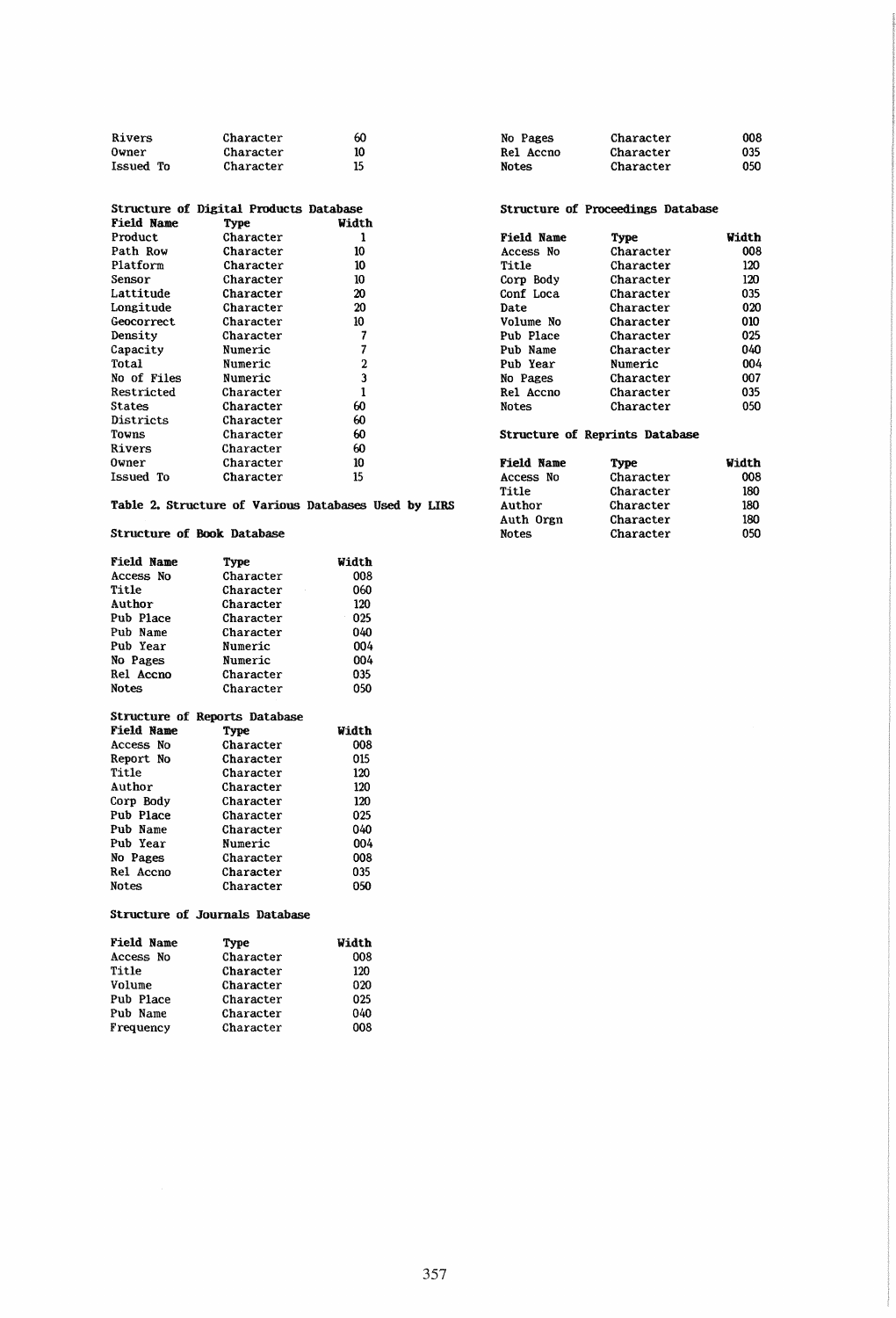| | | |
|---|---|---|
| Rivers | Character | 60 |
| Owner | Character | 10 |
| Issued To | Character | 15 |

**Structure of Digital Products Database**

| Field Name | Type | Width |
|---|---|---|
| Product | Character | 1 |
| Path Row | Character | 10 |
| Platform | Character | 10 |
| Sensor | Character | 10 |
| Lattitude | Character | 20 |
| Longitude | Character | 20 |
| Geocorrect | Character | 10 |
| Density | Character | 7 |
| Capacity | Numeric | 7 |
| Total | Numeric | 2 |
| No of Files | Numeric | 3 |
| Restricted | Character | 1 |
| States | Character | 60 |
| Districts | Character | 60 |
| Towns | Character | 60 |
| Rivers | Character | 60 |
| Owner | Character | 10 |
| Issued To | Character | 15 |

**Table 2. Structure of Various Databases Used by LIRS**

**Structure of Book Database**

| Field Name | Type | Width |
|---|---|---|
| Access No | Character | 008 |
| Title | Character | 060 |
| Author | Character | 120 |
| Pub Place | Character | 025 |
| Pub Name | Character | 040 |
| Pub Year | Numeric | 004 |
| No Pages | Numeric | 004 |
| Rel Accno | Character | 035 |
| Notes | Character | 050 |

**Structure of Reports Database**

| Field Name | Type | Width |
|---|---|---|
| Access No | Character | 008 |
| Report No | Character | 015 |
| Title | Character | 120 |
| Author | Character | 120 |
| Corp Body | Character | 120 |
| Pub Place | Character | 025 |
| Pub Name | Character | 040 |
| Pub Year | Numeric | 004 |
| No Pages | Character | 008 |
| Rel Accno | Character | 035 |
| Notes | Character | 050 |

**Structure of Journals Database**

| Field Name | Type | Width |
|---|---|---|
| Access No | Character | 008 |
| Title | Character | 120 |
| Volume | Character | 020 |
| Pub Place | Character | 025 |
| Pub Name | Character | 040 |
| Frequency | Character | 008 |
| No Pages | Character | 008 |
| Rel Accno | Character | 035 |
| Notes | Character | 050 |

**Structure of Proceedings Database**

| Field Name | Type | Width |
|---|---|---|
| Access No | Character | 008 |
| Title | Character | 120 |
| Corp Body | Character | 120 |
| Conf Loca | Character | 035 |
| Date | Character | 020 |
| Volume No | Character | 010 |
| Pub Place | Character | 025 |
| Pub Name | Character | 040 |
| Pub Year | Numeric | 004 |
| No Pages | Character | 007 |
| Rel Accno | Character | 035 |
| Notes | Character | 050 |

**Structure of Reprints Database**

| Field Name | Type | Width |
|---|---|---|
| Access No | Character | 008 |
| Title | Character | 180 |
| Author | Character | 180 |
| Auth Orgn | Character | 180 |
| Notes | Character | 050 |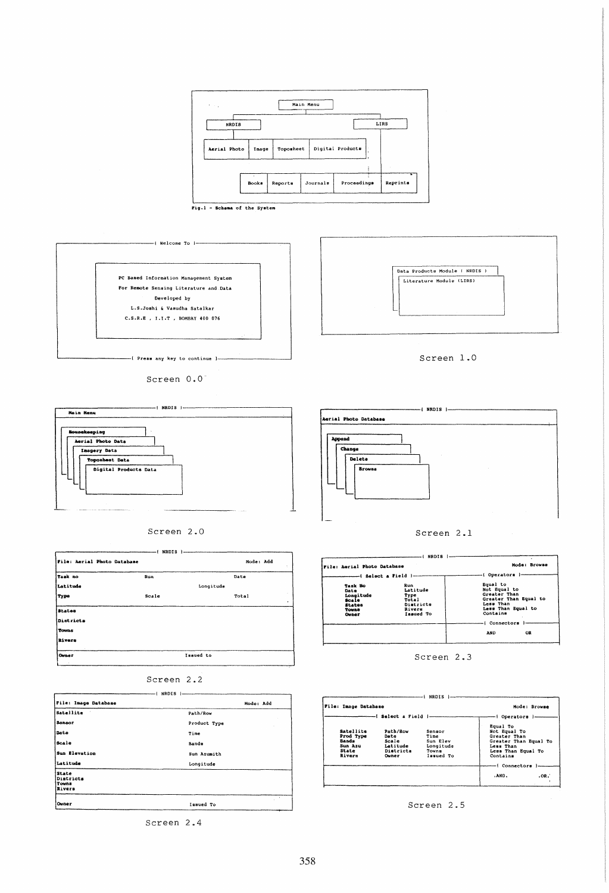Main Menu

NRDIS — Aerial Photo | Image | Toposheet | Digital Products

LIRS — Books | Reports | Journals | Proceedings | Reprints

Fig.1 - Schema of the System

[ Welcome To ]

PC Based Information Management System
For Remote Sensing Literature and Data
Developed by
L.S.Joshi & Vasudha Satalkar
C.S.R.E , I.I.T , BOMBAY 400 076

[ Press any key to continue ]

Screen 0.0

Data Products Module ( NRDIS )
Literature Module (LIRS)

Screen 1.0

[ NRDIS ]

**Main Menu**

**Housekeeping**
**Aerial Photo Data**
**Imagery Data**
**Toposheet Data**
**Digital Products Data**

Screen 2.0

[ NRDIS ]

**Aerial Photo Database**

**Append**
**Change**
**Delete**
**Browse**

Screen 2.1

[ NRDIS ]

**File: Aerial Photo Database** Mode: Add

| | | |
|---|---|---|
| **Task no** | Run | Date |
| **Latitude** | Longitude | |
| **Type** | Scale | Total |
| **States** | | |
| **Districts** | | |
| **Towns** | | |
| **Rivers** | | |
| **Owner** | Issued to | |

Screen 2.2

[ NRDIS ]

**File: Aerial Photo Database** **Mode: Browse**

[ Select a Field ]

| | |
|---|---|
| **Task No** | Run |
| **Date** | Latitude |
| **Longitude** | Type |
| **Scale** | Total |
| **States** | Districts |
| **Towns** | Rivers |
| **Owner** | Issued To |

[ Operators ]

Equal to
Not Equal to
Greater Than
Greater Than Equal to
Less Than
Less Than Equal to
Contains

[ Connectors ]

AND OR

Screen 2.3

[ NRDIS ]

**File: Image Database** Mode: Add

| | |
|---|---|
| **Satellite** | Path/Row |
| **Sensor** | Product Type |
| **Date** | Time |
| **Scale** | Bands |
| **Sun Elevation** | Sun Azumith |
| **Latitude** | Longitude |
| **State** | |
| **Districts** | |
| **Towns** | |
| **Rivers** | |
| **Owner** | Issued To |

Screen 2.4

[ NRDIS ]

**File: Image Database** Mode: Browse

[ Select a Field ]

| | | |
|---|---|---|
| **Satellite** | Path/Row | Sensor |
| **Prod Type** | Date | Time |
| **Bands** | Scale | Sun Elev |
| **Sun Azu** | Latitude | Longitude |
| **State** | Districts | Towns |
| **Rivers** | Owner | Issued To |

[ Operators ]

Equal To
Not Equal To
Greater Than
Greater Than Equal To
Less Than
Less Than Equal To
Contains

[ Connectors ]

.AND. .OR.

Screen 2.5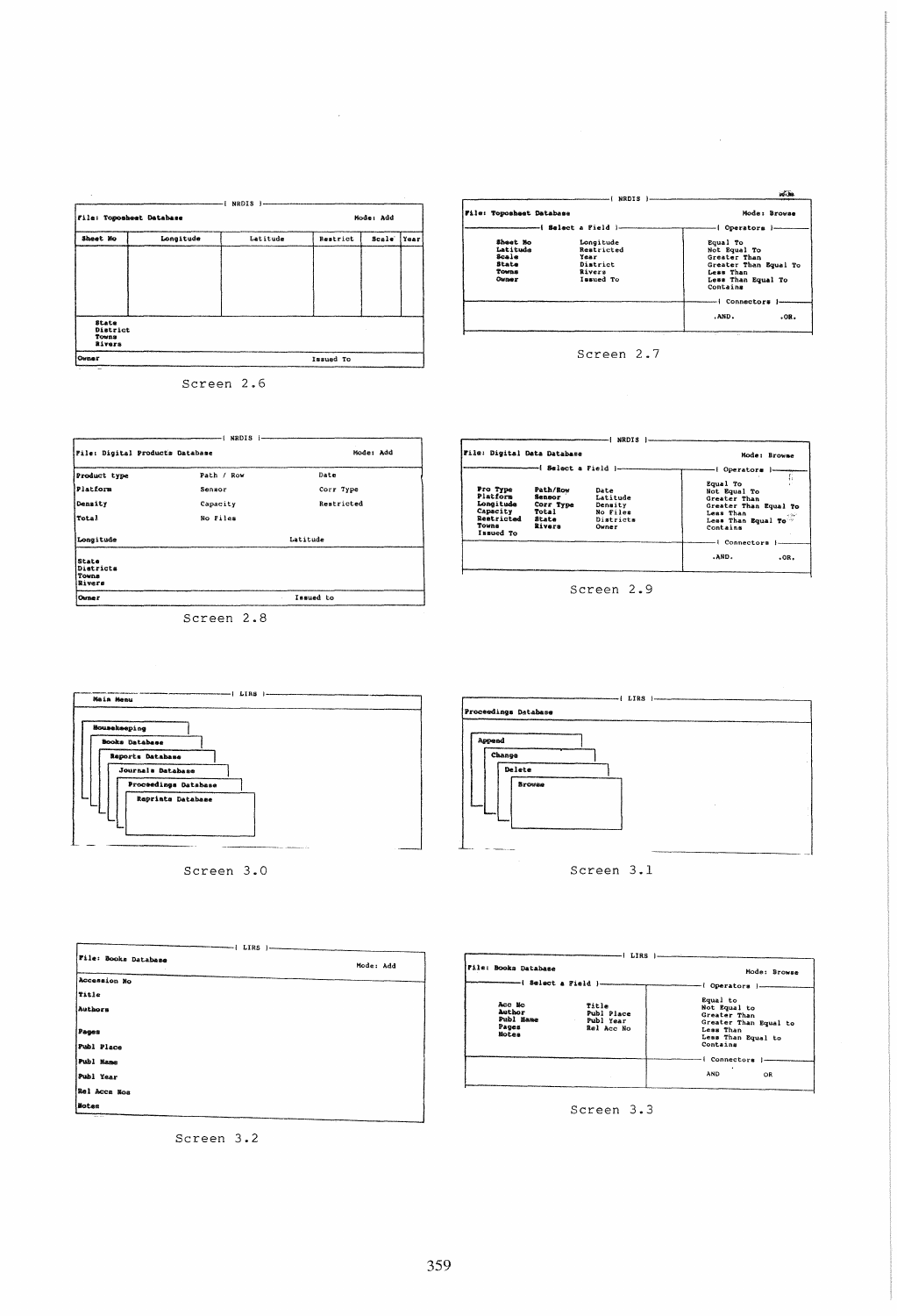```
--------------------------------| NRDIS |--------------------------------
File: Toposheet Database                                        Mode: Add
Sheet No | Longitude | Latitude | Restrict | Scale | Year

State
District
Towns
Rivers
Owner                                                 Issued To
```

Screen 2.6

```
--------------------------------| NRDIS |--------------------------------
File: Toposheet Database                                     Mode: Browse
-----------| Select a Field |-----------    -----| Operators |-----
  Sheet No        Longitude                   Equal To
  Latitude        Restricted                  Not Equal To
  Scale           Year                        Greater Than
  State           District                    Greater Than Equal To
  Towns           Rivers                      Less Than
  Owner           Issued To                   Less Than Equal To
                                              Contains
                                            -----| Connectors |-----
                                              .AND.         .OR.
```

Screen 2.7

```
--------------------------------| NRDIS |--------------------------------
File: Digital Products Database                                 Mode: Add
Product type          Path / Row             Date
Platform              Sensor                 Corr Type
Density               Capacity               Restricted
Total                 No Files

Longitude                          Latitude

State
Districts
Towns
Rivers
Owner                                                 Issued to
```

Screen 2.8

```
--------------------------------| NRDIS |--------------------------------
File: Digital Data Database                                  Mode: Browse
-----------| Select a Field |-----------    -----| Operators |-----
  Pro Type      Path/Row      Date            Equal To
  Platform      Sensor        Latitude        Not Equal To
  Longitude     Corr Type     Density         Greater Than
  Capacity      Total         No Files        Greater Than Equal To
  Restricted    State         Districts       Less Than
  Towns         Rivers        Owner           Less Than Equal To
  Issued To                                   Contains
                                            -----| Connectors |-----
                                              .AND.         .OR.
```

Screen 2.9

```
--------------------------------| LIRS |--------------------------------
Main Menu
  Housekeeping
    Books Database
      Reports Database
        Journals Database
          Proceedings Database
            Reprints Database
```

Screen 3.0

```
--------------------------------| LIRS |--------------------------------
Proceedings Database
  Append
    Change
      Delete
        Browse
```

Screen 3.1

```
--------------------------------| LIRS |--------------------------------
File: Books Database                                            Mode: Add
Accession No
Title
Authors

Pages
Publ Place
Publ Name
Publ Year
Rel Accn Nos
Notes
```

Screen 3.2

```
--------------------------------| LIRS |--------------------------------
File: Books Database                                         Mode: Browse
-----------| Select a Field |-----------    -----| Operators |-----
  Acc No          Title                       Equal to
  Author          Publ Place                  Not Equal to
  Publ Name       Publ Year                   Greater Than
  Pages           Rel Acc No                  Greater Than Equal to
  Notes                                       Less Than
                                              Less Than Equal to
                                              Contains
                                            -----| Connectors |-----
                                              AND           OR
```

Screen 3.3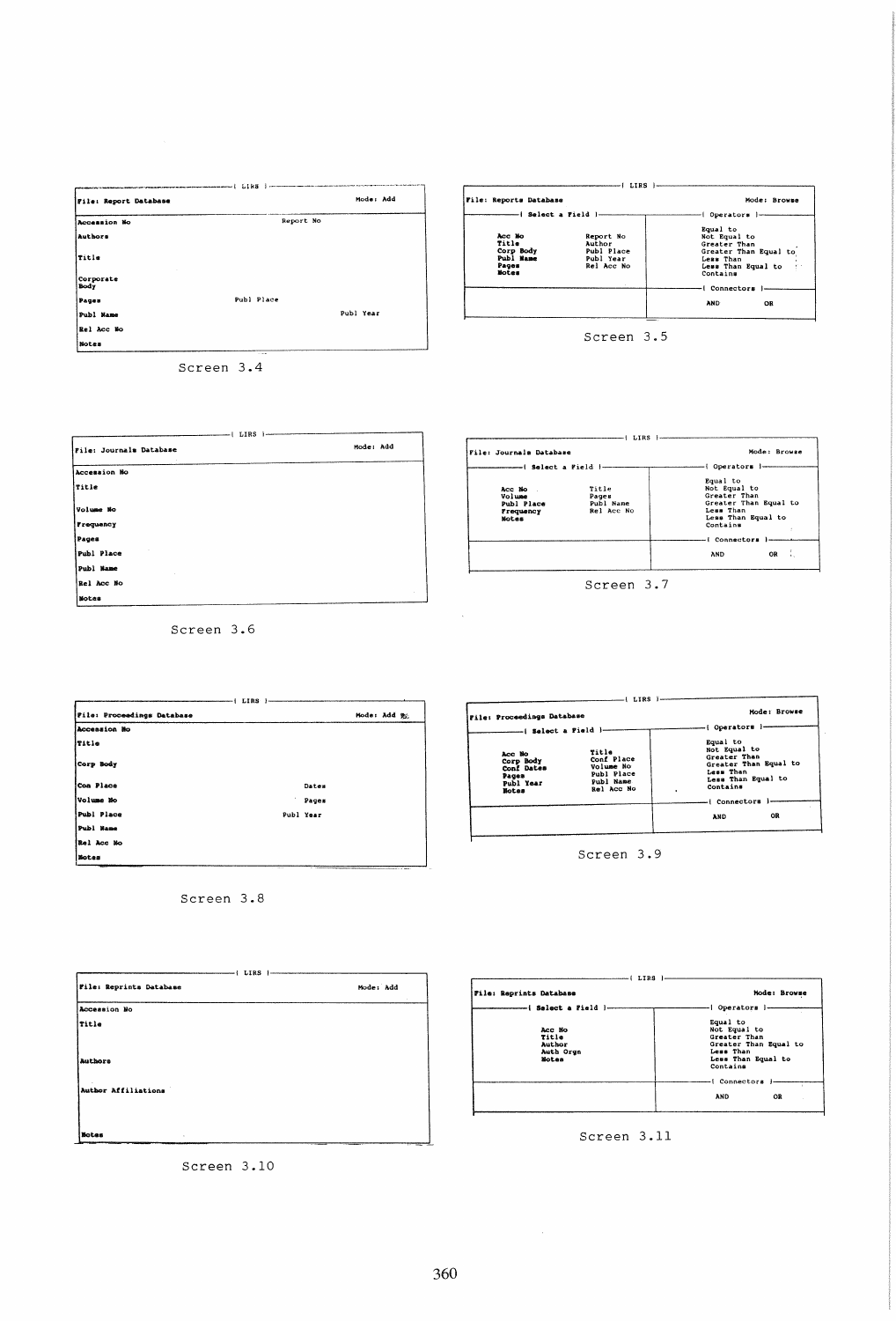```
------------------------------------| LIRS |------------------------------------
File: Report Database                                                  Mode: Add
--------------------------------------------------------------------------------
Accession No                                  Report No
Authors

Title

Corporate
Body
Pages                         Publ Place
Publ Name                                                 Publ Year
Rel Acc No
Notes
```

Screen 3.4

```
------------------------------------| LIRS |------------------------------------
File: Reports Database                                              Mode: Browse
-----------------| Select a Field |------------------| Operators |--------------
                                                   Equal to
   Acc No              Report No                   Not Equal to
   Title               Author                      Greater Than
   Corp Body           Publ Place                  Greater Than Equal to
   Publ Name           Publ Year                   Less Than
   Pages               Rel Acc No                  Less Than Equal to
   Notes                                           Contains
                                                 --------| Connectors |--------
                                                   AND              OR
```

Screen 3.5

```
------------------------------------| LIRS |------------------------------------
File: Journals Database                                                Mode: Add
--------------------------------------------------------------------------------
Accession No
Title

Volume No
Frequency
Pages
Publ Place
Publ Name
Rel Acc No
Notes
```

Screen 3.6

```
------------------------------------| LIRS |------------------------------------
File: Journals Database                                             Mode: Browse
-----------------| Select a Field |------------------| Operators |--------------
                                                   Equal to
   Acc No              Title                       Not Equal to
   Volume              Pages                       Greater Than
   Publ Place          Publ Name                   Greater Than Equal to
   Frequency           Rel Acc No                  Less Than
   Notes                                           Less Than Equal to
                                                   Contains
                                                 --------| Connectors |--------
                                                   AND              OR
```

Screen 3.7

```
------------------------------------| LIRS |------------------------------------
File: Proceedings Database                                             Mode: Add
--------------------------------------------------------------------------------
Accession No
Title

Corp Body

Con Place                                               Dates
Volume No                                               Pages
Publ Place                                         Publ Year
Publ Name
Rel Acc No
Notes
```

Screen 3.8

```
------------------------------------| LIRS |------------------------------------
File: Proceedings Database                                          Mode: Browse
-----------------| Select a Field |------------------| Operators |--------------
                                                   Equal to
   Acc No              Title                       Not Equal to
   Corp Body           Conf Place                  Greater Than
   Conf Dates          Volume No                   Greater Than Equal to
   Pages               Publ Place                  Less Than
   Publ Year           Publ Name                   Less Than Equal to
   Notes               Rel Acc No                  Contains
                                                 --------| Connectors |--------
                                                   AND              OR
```

Screen 3.9

```
------------------------------------| LIRS |------------------------------------
File: Reprints Database                                                Mode: Add
--------------------------------------------------------------------------------
Accession No
Title


Authors


Author Affiliations



Notes
```

Screen 3.10

```
------------------------------------| LIRS |------------------------------------
File: Reprints Database                                             Mode: Browse
-----------------| Select a Field |------------------| Operators |--------------
                                                   Equal to
   Acc No                                          Not Equal to
   Title                                           Greater Than
   Author                                          Greater Than Equal to
   Auth Orgn                                       Less Than
   Notes                                           Less Than Equal to
                                                   Contains
                                                 --------| Connectors |--------
                                                   AND              OR
```

Screen 3.11